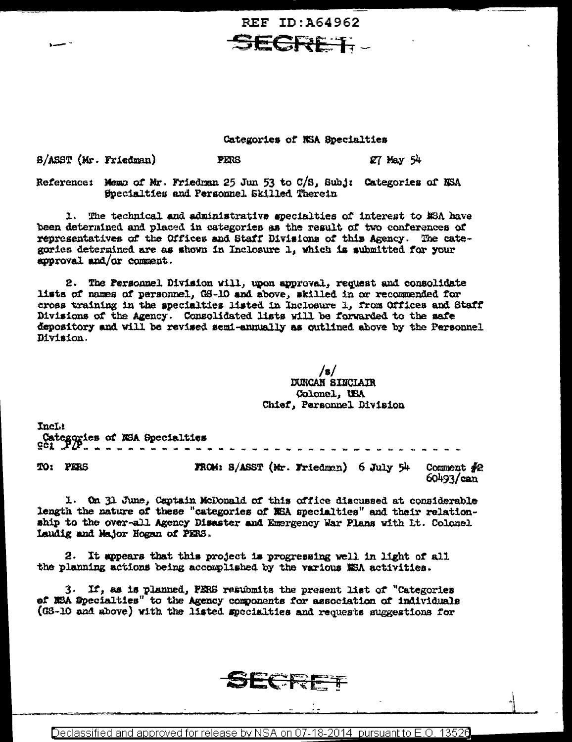REF ID:A64962

SECRET

Categories of NSA Specialties

S/ASST (Mr. Friedman) PERS 27 May 54

Reference: Memo of Mr. Friedman 25 Jun 53 to C/S, Subj: Categories of NSA Specialties and Personnel Skilled Therein

1. The technical and administrative specialties of interest to NSA have been determined and placed in categories as the result of two conferences of representatives of the Offices and Staff Divisions of this Agency. The categories determined are as shown in Inclosure 1, which is submitted for your approval and/or comment.

2. The Personnel Division will, upon approval, request and consolidate lists of names of personnel, GS-10 and above, skilled in or recommended for cross training in the specialties listed in Inclosure 1, from Offices and Staff Divisions of the Agency. Consolidated lists will be forwarded to the safe depository and will be revised semi-annually as outlined above by the Personnel Division.

/s/
DUNCAN SINCLAIR
Colonel, USA
Chief, Personnel Division

Incl:
Categories of NSA Specialties
cc1 P/P

---

TO: PERS FROM: S/ASST (Mr. Friedman) 6 July 54 Comment #2
60493/can

1. On 31 June, Captain McDonald of this office discussed at considerable length the nature of these "categories of NSA specialties" and their relationship to the over-all Agency Disaster and Emergency War Plans with Lt. Colonel Laudig and Major Hogan of PERS.

2. It appears that this project is progressing well in light of all the planning actions being accomplished by the various NSA activities.

3. If, as is planned, PERS resubmits the present list of "Categories of NSA Specialties" to the Agency components for association of individuals (GS-10 and above) with the listed specialties and requests suggestions for

SECRET

Declassified and approved for release by NSA on 07-18-2014 pursuant to E.O. 13526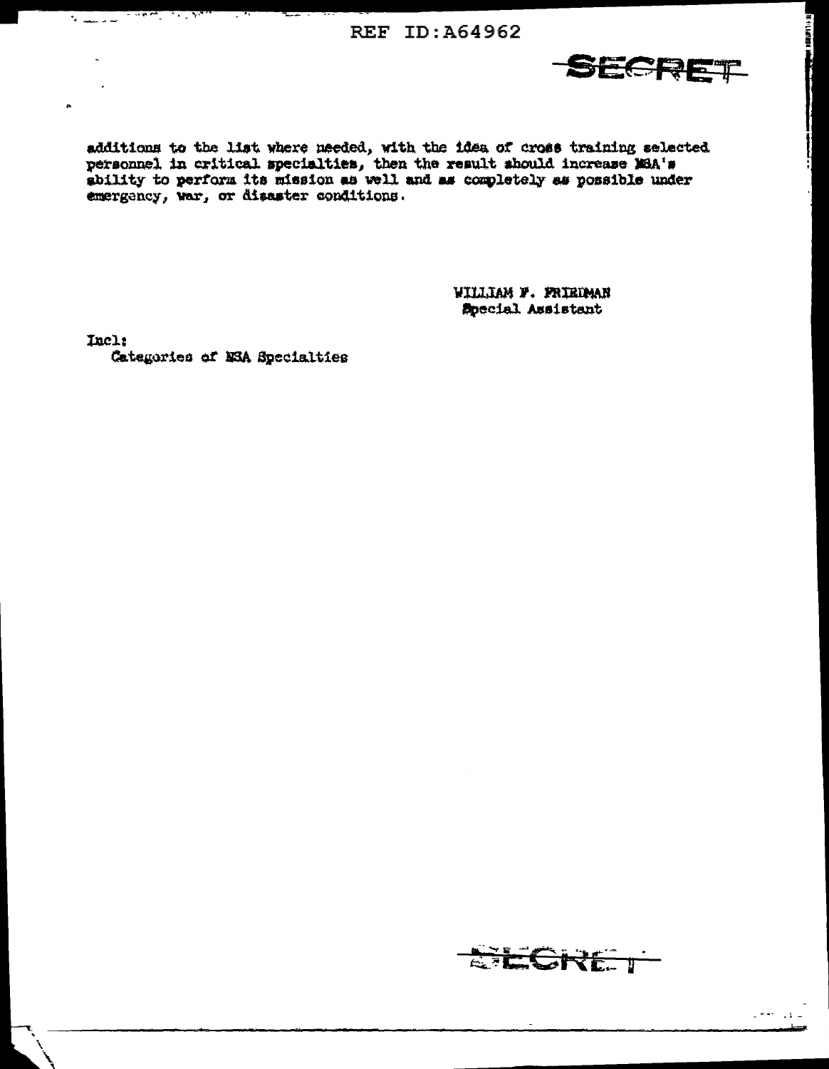additions to the list where needed, with the idea of cross training selected personnel in critical specialties, then the result should increase NSA's ability to perform its mission as well and as completely as possible under emergency, war, or disaster conditions.

WILLIAM F. FRIEDMAN
Special Assistant

Incl:
Categories of NSA Specialties